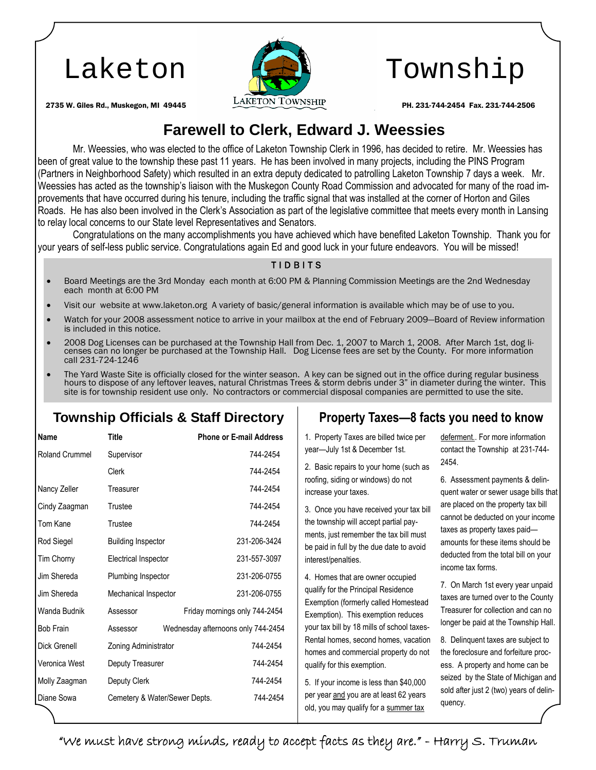# Laketon Township

2735 W. Giles Rd., Muskegon, MI 49445 PH. 231-744-2454 Fax. 231-744-2506

## Farewell to Clerk, Edward J. Weessies

Mr. Weessies, who was elected to the office of Laketon Township Clerk in 1996, has decided to retire. Mr. Weessies has been of great value to the township these past 11 years. He has been involved in many projects, including the PINS Program (Partners in Neighborhood Safety) which resulted in an extra deputy dedicated to patrolling Laketon Township 7 days a week. Mr. Weessies has acted as the township's liaison with the Muskegon County Road Commission and advocated for many of the road improvements that have occurred during his tenure, including the traffic signal that was installed at the corner of Horton and Giles Roads. He has also been involved in the Clerk's Association as part of the legislative committee that meets every month in Lansing to relay local concerns to our State level Representatives and Senators.

Congratulations on the many accomplishments you have achieved which have benefited Laketon Township. Thank you for your years of self-less public service. Congratulations again Ed and good luck in your future endeavors. You will be missed!

### TIDBITS

- Board Meetings are the 3rd Monday each month at 6:00 PM & Planning Commission Meetings are the 2nd Wednesday each month at 6:00 PM
- Visit our website at www.laketon.org A variety of basic/general information is available which may be of use to you.
- Watch for your 2008 assessment notice to arrive in your mailbox at the end of February 2009—Board of Review information is included in this notice.
- 2008 Dog Licenses can be purchased at the Township Hall from Dec. 1, 2007 to March 1, 2008. After March 1st, dog licenses can no longer be purchased at the Township Hall. Dog License fees are set by the County. For more information call 231-724-1246
- The Yard Waste Site is officially closed for the winter season. A key can be signed out in the office during regular business hours to dispose of any leftover leaves, natural Christmas Trees & storm debris under 3" in diameter during the winter. This site is for township resident use only. No contractors or commercial disposal companies are permitted to use the site.

## Township Officials & Staff Directory

| Name | Title | Phone or E-mail Address |
|---|---|---|
| Roland Crummel | Supervisor | 744-2454 |
| | Clerk | 744-2454 |
| Nancy Zeller | Treasurer | 744-2454 |
| Cindy Zaagman | Trustee | 744-2454 |
| Tom Kane | Trustee | 744-2454 |
| Rod Siegel | Building Inspector | 231-206-3424 |
| Tim Chorny | Electrical Inspector | 231-557-3097 |
| Jim Shereda | Plumbing Inspector | 231-206-0755 |
| Jim Shereda | Mechanical Inspector | 231-206-0755 |
| Wanda Budnik | Assessor | Friday mornings only 744-2454 |
| Bob Frain | Assessor | Wednesday afternoons only 744-2454 |
| Dick Grenell | Zoning Administrator | 744-2454 |
| Veronica West | Deputy Treasurer | 744-2454 |
| Molly Zaagman | Deputy Clerk | 744-2454 |
| Diane Sowa | Cemetery & Water/Sewer Depts. | 744-2454 |

## Property Taxes—8 facts you need to know

1. Property Taxes are billed twice per year—July 1st & December 1st.

2. Basic repairs to your home (such as roofing, siding or windows) do not increase your taxes.

3. Once you have received your tax bill the township will accept partial payments, just remember the tax bill must be paid in full by the due date to avoid interest/penalties.

4. Homes that are owner occupied qualify for the Principal Residence Exemption (formerly called Homestead Exemption). This exemption reduces your tax bill by 18 mills of school taxes-Rental homes, second homes, vacation homes and commercial property do not qualify for this exemption.

5. If your income is less than $40,000 per year and you are at least 62 years old, you may qualify for a summer tax deferment.. For more information contact the Township at 231-744-2454.

6. Assessment payments & delinquent water or sewer usage bills that are placed on the property tax bill cannot be deducted on your income taxes as property taxes paid—amounts for these items should be deducted from the total bill on your income tax forms.

7. On March 1st every year unpaid taxes are turned over to the County Treasurer for collection and can no longer be paid at the Township Hall.

8. Delinquent taxes are subject to the foreclosure and forfeiture process. A property and home can be seized by the State of Michigan and sold after just 2 (two) years of delinquency.

"We must have strong minds, ready to accept facts as they are." - Harry S. Truman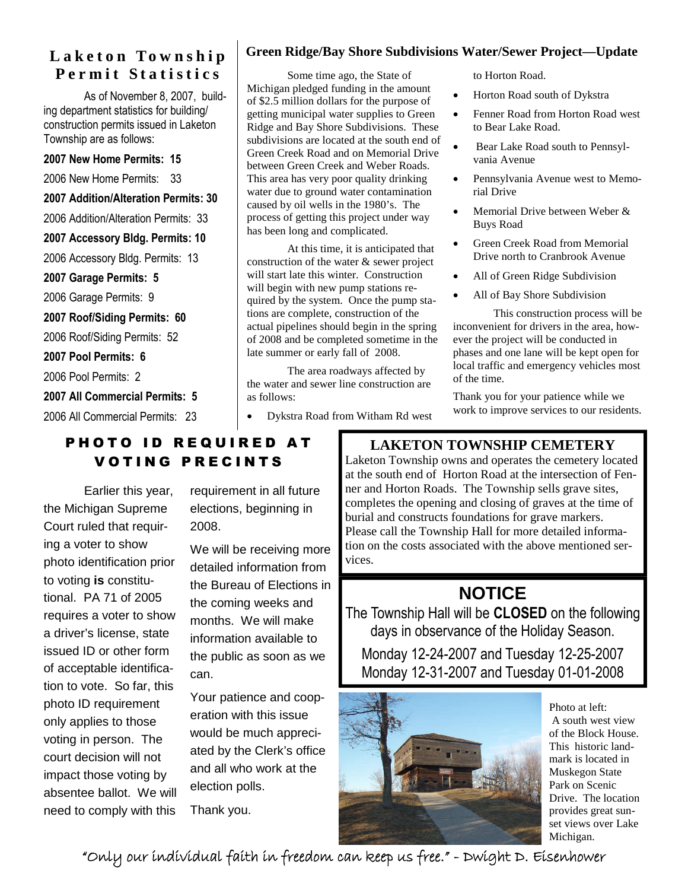## Laketon Township Permit Statistics

As of November 8, 2007, building department statistics for building/construction permits issued in Laketon Township are as follows:

**2007 New Home Permits: 15**

2006 New Home Permits: 33

**2007 Addition/Alteration Permits: 30**

2006 Addition/Alteration Permits: 33

**2007 Accessory Bldg. Permits: 10**

2006 Accessory Bldg. Permits: 13

**2007 Garage Permits: 5**

2006 Garage Permits: 9

**2007 Roof/Siding Permits: 60**

2006 Roof/Siding Permits: 52

**2007 Pool Permits: 6**

2006 Pool Permits: 2

**2007 All Commercial Permits: 5**

2006 All Commercial Permits: 23

## Green Ridge/Bay Shore Subdivisions Water/Sewer Project—Update

Some time ago, the State of Michigan pledged funding in the amount of $2.5 million dollars for the purpose of getting municipal water supplies to Green Ridge and Bay Shore Subdivisions. These subdivisions are located at the south end of Green Creek Road and on Memorial Drive between Green Creek and Weber Roads. This area has very poor quality drinking water due to ground water contamination caused by oil wells in the 1980's. The process of getting this project under way has been long and complicated.

At this time, it is anticipated that construction of the water & sewer project will start late this winter. Construction will begin with new pump stations required by the system. Once the pump stations are complete, construction of the actual pipelines should begin in the spring of 2008 and be completed sometime in the late summer or early fall of 2008.

The area roadways affected by the water and sewer line construction are as follows:

- Dykstra Road from Witham Rd west to Horton Road.
- Horton Road south of Dykstra
- Fenner Road from Horton Road west to Bear Lake Road.
- Bear Lake Road south to Pennsylvania Avenue
- Pennsylvania Avenue west to Memorial Drive
- Memorial Drive between Weber & Buys Road
- Green Creek Road from Memorial Drive north to Cranbrook Avenue
- All of Green Ridge Subdivision
- All of Bay Shore Subdivision

This construction process will be inconvenient for drivers in the area, however the project will be conducted in phases and one lane will be kept open for local traffic and emergency vehicles most of the time.

Thank you for your patience while we work to improve services to our residents.

## PHOTO ID REQUIRED AT VOTING PRECINTS

Earlier this year, the Michigan Supreme Court ruled that requiring a voter to show photo identification prior to voting **is** constitutional. PA 71 of 2005 requires a voter to show a driver's license, state issued ID or other form of acceptable identification to vote. So far, this photo ID requirement only applies to those voting in person. The court decision will not impact those voting by absentee ballot. We will need to comply with this requirement in all future elections, beginning in 2008.

We will be receiving more detailed information from the Bureau of Elections in the coming weeks and months. We will make information available to the public as soon as we can.

Your patience and cooperation with this issue would be much appreciated by the Clerk's office and all who work at the election polls.

Thank you.

## LAKETON TOWNSHIP CEMETERY

Laketon Township owns and operates the cemetery located at the south end of Horton Road at the intersection of Fenner and Horton Roads. The Township sells grave sites, completes the opening and closing of graves at the time of burial and constructs foundations for grave markers. Please call the Township Hall for more detailed information on the costs associated with the above mentioned services.

## NOTICE

The Township Hall will be **CLOSED** on the following days in observance of the Holiday Season.

Monday 12-24-2007 and Tuesday 12-25-2007
Monday 12-31-2007 and Tuesday 01-01-2008

Photo at left: A south west view of the Block House. This historic landmark is located in Muskegon State Park on Scenic Drive. The location provides great sunset views over Lake Michigan.

*"Only our individual faith in freedom can keep us free." - Dwight D. Eisenhower*